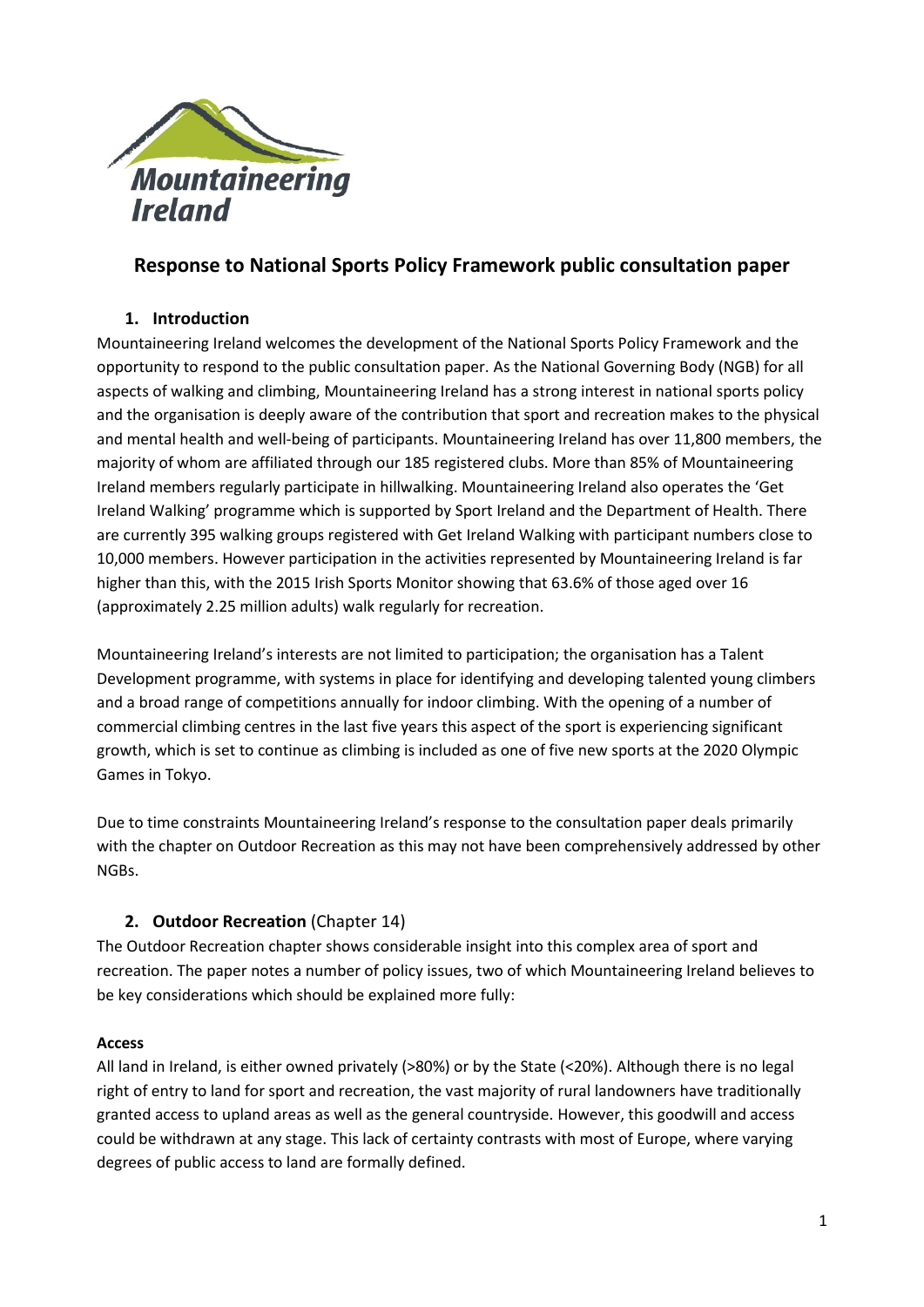# Response to National Sports Policy Framework public consultation paper

## 1. Introduction

Mountaineering Ireland welcomes the development of the National Sports Policy Framework and the opportunity to respond to the public consultation paper. As the National Governing Body (NGB) for all aspects of walking and climbing, Mountaineering Ireland has a strong interest in national sports policy and the organisation is deeply aware of the contribution that sport and recreation makes to the physical and mental health and well-being of participants. Mountaineering Ireland has over 11,800 members, the majority of whom are affiliated through our 185 registered clubs. More than 85% of Mountaineering Ireland members regularly participate in hillwalking. Mountaineering Ireland also operates the 'Get Ireland Walking' programme which is supported by Sport Ireland and the Department of Health. There are currently 395 walking groups registered with Get Ireland Walking with participant numbers close to 10,000 members. However participation in the activities represented by Mountaineering Ireland is far higher than this, with the 2015 Irish Sports Monitor showing that 63.6% of those aged over 16 (approximately 2.25 million adults) walk regularly for recreation.

Mountaineering Ireland's interests are not limited to participation; the organisation has a Talent Development programme, with systems in place for identifying and developing talented young climbers and a broad range of competitions annually for indoor climbing. With the opening of a number of commercial climbing centres in the last five years this aspect of the sport is experiencing significant growth, which is set to continue as climbing is included as one of five new sports at the 2020 Olympic Games in Tokyo.

Due to time constraints Mountaineering Ireland's response to the consultation paper deals primarily with the chapter on Outdoor Recreation as this may not have been comprehensively addressed by other NGBs.

## 2. Outdoor Recreation (Chapter 14)

The Outdoor Recreation chapter shows considerable insight into this complex area of sport and recreation. The paper notes a number of policy issues, two of which Mountaineering Ireland believes to be key considerations which should be explained more fully:

**Access**

All land in Ireland, is either owned privately (>80%) or by the State (<20%). Although there is no legal right of entry to land for sport and recreation, the vast majority of rural landowners have traditionally granted access to upland areas as well as the general countryside. However, this goodwill and access could be withdrawn at any stage. This lack of certainty contrasts with most of Europe, where varying degrees of public access to land are formally defined.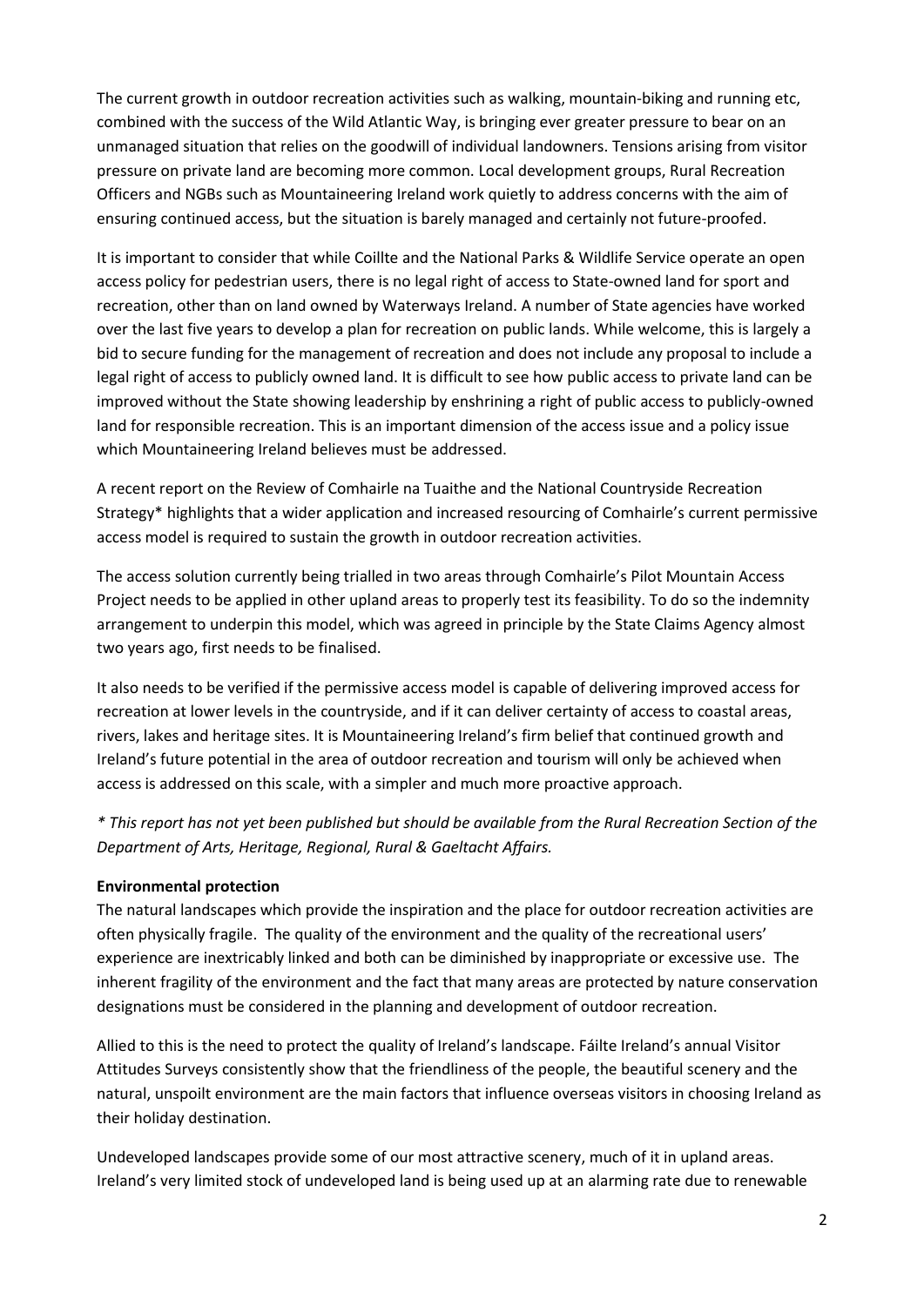The current growth in outdoor recreation activities such as walking, mountain-biking and running etc, combined with the success of the Wild Atlantic Way, is bringing ever greater pressure to bear on an unmanaged situation that relies on the goodwill of individual landowners. Tensions arising from visitor pressure on private land are becoming more common. Local development groups, Rural Recreation Officers and NGBs such as Mountaineering Ireland work quietly to address concerns with the aim of ensuring continued access, but the situation is barely managed and certainly not future-proofed.

It is important to consider that while Coillte and the National Parks & Wildlife Service operate an open access policy for pedestrian users, there is no legal right of access to State-owned land for sport and recreation, other than on land owned by Waterways Ireland. A number of State agencies have worked over the last five years to develop a plan for recreation on public lands. While welcome, this is largely a bid to secure funding for the management of recreation and does not include any proposal to include a legal right of access to publicly owned land. It is difficult to see how public access to private land can be improved without the State showing leadership by enshrining a right of public access to publicly-owned land for responsible recreation. This is an important dimension of the access issue and a policy issue which Mountaineering Ireland believes must be addressed.

A recent report on the Review of Comhairle na Tuaithe and the National Countryside Recreation Strategy* highlights that a wider application and increased resourcing of Comhairle's current permissive access model is required to sustain the growth in outdoor recreation activities.

The access solution currently being trialled in two areas through Comhairle's Pilot Mountain Access Project needs to be applied in other upland areas to properly test its feasibility. To do so the indemnity arrangement to underpin this model, which was agreed in principle by the State Claims Agency almost two years ago, first needs to be finalised.

It also needs to be verified if the permissive access model is capable of delivering improved access for recreation at lower levels in the countryside, and if it can deliver certainty of access to coastal areas, rivers, lakes and heritage sites. It is Mountaineering Ireland's firm belief that continued growth and Ireland's future potential in the area of outdoor recreation and tourism will only be achieved when access is addressed on this scale, with a simpler and much more proactive approach.

*\* This report has not yet been published but should be available from the Rural Recreation Section of the Department of Arts, Heritage, Regional, Rural & Gaeltacht Affairs.*

**Environmental protection**

The natural landscapes which provide the inspiration and the place for outdoor recreation activities are often physically fragile. The quality of the environment and the quality of the recreational users' experience are inextricably linked and both can be diminished by inappropriate or excessive use. The inherent fragility of the environment and the fact that many areas are protected by nature conservation designations must be considered in the planning and development of outdoor recreation.

Allied to this is the need to protect the quality of Ireland's landscape. Fáilte Ireland's annual Visitor Attitudes Surveys consistently show that the friendliness of the people, the beautiful scenery and the natural, unspoilt environment are the main factors that influence overseas visitors in choosing Ireland as their holiday destination.

Undeveloped landscapes provide some of our most attractive scenery, much of it in upland areas. Ireland's very limited stock of undeveloped land is being used up at an alarming rate due to renewable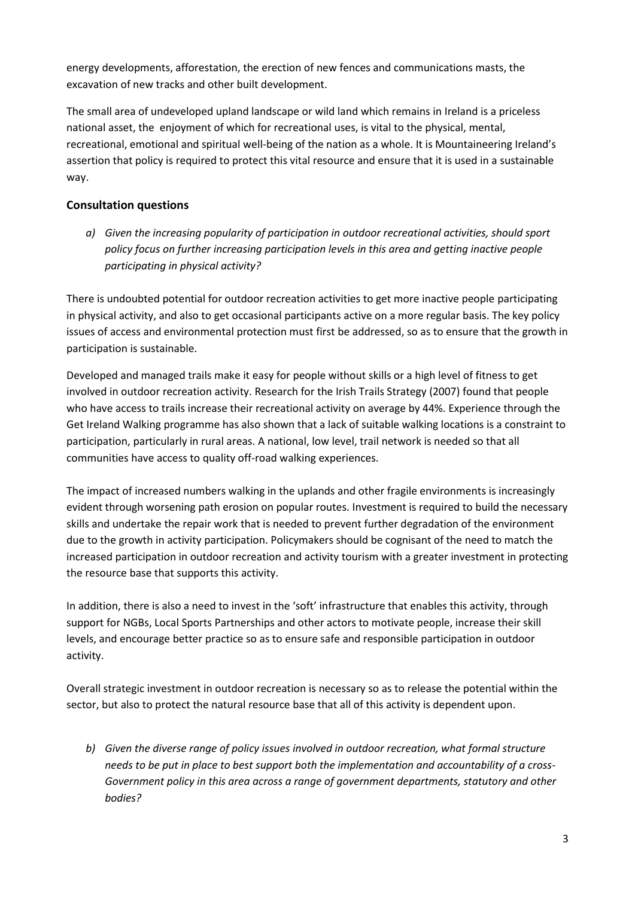energy developments, afforestation, the erection of new fences and communications masts, the excavation of new tracks and other built development.

The small area of undeveloped upland landscape or wild land which remains in Ireland is a priceless national asset, the enjoyment of which for recreational uses, is vital to the physical, mental, recreational, emotional and spiritual well-being of the nation as a whole. It is Mountaineering Ireland's assertion that policy is required to protect this vital resource and ensure that it is used in a sustainable way.

## Consultation questions

*a) Given the increasing popularity of participation in outdoor recreational activities, should sport policy focus on further increasing participation levels in this area and getting inactive people participating in physical activity?*

There is undoubted potential for outdoor recreation activities to get more inactive people participating in physical activity, and also to get occasional participants active on a more regular basis. The key policy issues of access and environmental protection must first be addressed, so as to ensure that the growth in participation is sustainable.

Developed and managed trails make it easy for people without skills or a high level of fitness to get involved in outdoor recreation activity. Research for the Irish Trails Strategy (2007) found that people who have access to trails increase their recreational activity on average by 44%. Experience through the Get Ireland Walking programme has also shown that a lack of suitable walking locations is a constraint to participation, particularly in rural areas. A national, low level, trail network is needed so that all communities have access to quality off-road walking experiences.

The impact of increased numbers walking in the uplands and other fragile environments is increasingly evident through worsening path erosion on popular routes. Investment is required to build the necessary skills and undertake the repair work that is needed to prevent further degradation of the environment due to the growth in activity participation. Policymakers should be cognisant of the need to match the increased participation in outdoor recreation and activity tourism with a greater investment in protecting the resource base that supports this activity.

In addition, there is also a need to invest in the 'soft' infrastructure that enables this activity, through support for NGBs, Local Sports Partnerships and other actors to motivate people, increase their skill levels, and encourage better practice so as to ensure safe and responsible participation in outdoor activity.

Overall strategic investment in outdoor recreation is necessary so as to release the potential within the sector, but also to protect the natural resource base that all of this activity is dependent upon.

*b) Given the diverse range of policy issues involved in outdoor recreation, what formal structure needs to be put in place to best support both the implementation and accountability of a cross-Government policy in this area across a range of government departments, statutory and other bodies?*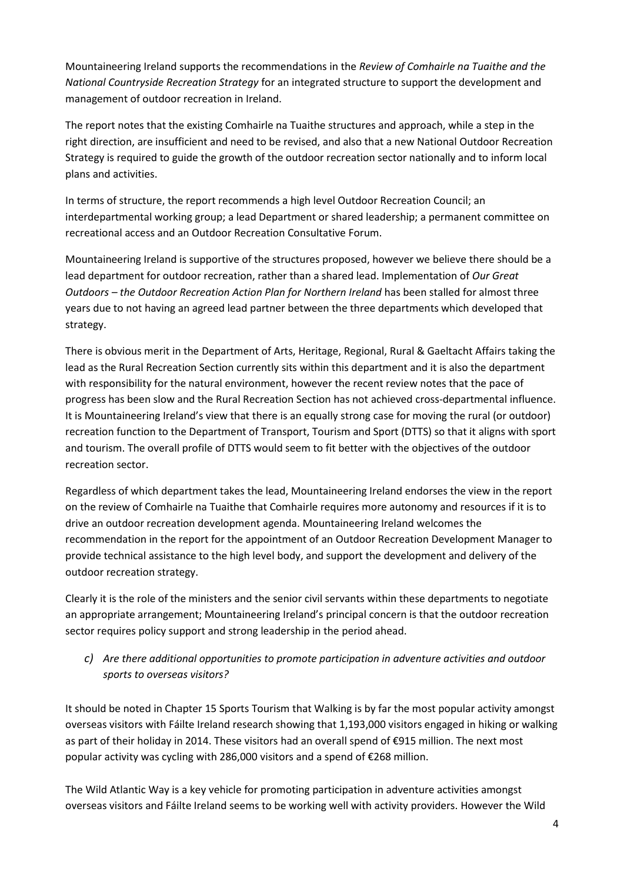Mountaineering Ireland supports the recommendations in the *Review of Comhairle na Tuaithe and the National Countryside Recreation Strategy* for an integrated structure to support the development and management of outdoor recreation in Ireland.

The report notes that the existing Comhairle na Tuaithe structures and approach, while a step in the right direction, are insufficient and need to be revised, and also that a new National Outdoor Recreation Strategy is required to guide the growth of the outdoor recreation sector nationally and to inform local plans and activities.

In terms of structure, the report recommends a high level Outdoor Recreation Council; an interdepartmental working group; a lead Department or shared leadership; a permanent committee on recreational access and an Outdoor Recreation Consultative Forum.

Mountaineering Ireland is supportive of the structures proposed, however we believe there should be a lead department for outdoor recreation, rather than a shared lead. Implementation of *Our Great Outdoors – the Outdoor Recreation Action Plan for Northern Ireland* has been stalled for almost three years due to not having an agreed lead partner between the three departments which developed that strategy.

There is obvious merit in the Department of Arts, Heritage, Regional, Rural & Gaeltacht Affairs taking the lead as the Rural Recreation Section currently sits within this department and it is also the department with responsibility for the natural environment, however the recent review notes that the pace of progress has been slow and the Rural Recreation Section has not achieved cross-departmental influence. It is Mountaineering Ireland's view that there is an equally strong case for moving the rural (or outdoor) recreation function to the Department of Transport, Tourism and Sport (DTTS) so that it aligns with sport and tourism. The overall profile of DTTS would seem to fit better with the objectives of the outdoor recreation sector.

Regardless of which department takes the lead, Mountaineering Ireland endorses the view in the report on the review of Comhairle na Tuaithe that Comhairle requires more autonomy and resources if it is to drive an outdoor recreation development agenda. Mountaineering Ireland welcomes the recommendation in the report for the appointment of an Outdoor Recreation Development Manager to provide technical assistance to the high level body, and support the development and delivery of the outdoor recreation strategy.

Clearly it is the role of the ministers and the senior civil servants within these departments to negotiate an appropriate arrangement; Mountaineering Ireland's principal concern is that the outdoor recreation sector requires policy support and strong leadership in the period ahead.

*c) Are there additional opportunities to promote participation in adventure activities and outdoor sports to overseas visitors?*

It should be noted in Chapter 15 Sports Tourism that Walking is by far the most popular activity amongst overseas visitors with Fáilte Ireland research showing that 1,193,000 visitors engaged in hiking or walking as part of their holiday in 2014. These visitors had an overall spend of €915 million. The next most popular activity was cycling with 286,000 visitors and a spend of €268 million.

The Wild Atlantic Way is a key vehicle for promoting participation in adventure activities amongst overseas visitors and Fáilte Ireland seems to be working well with activity providers. However the Wild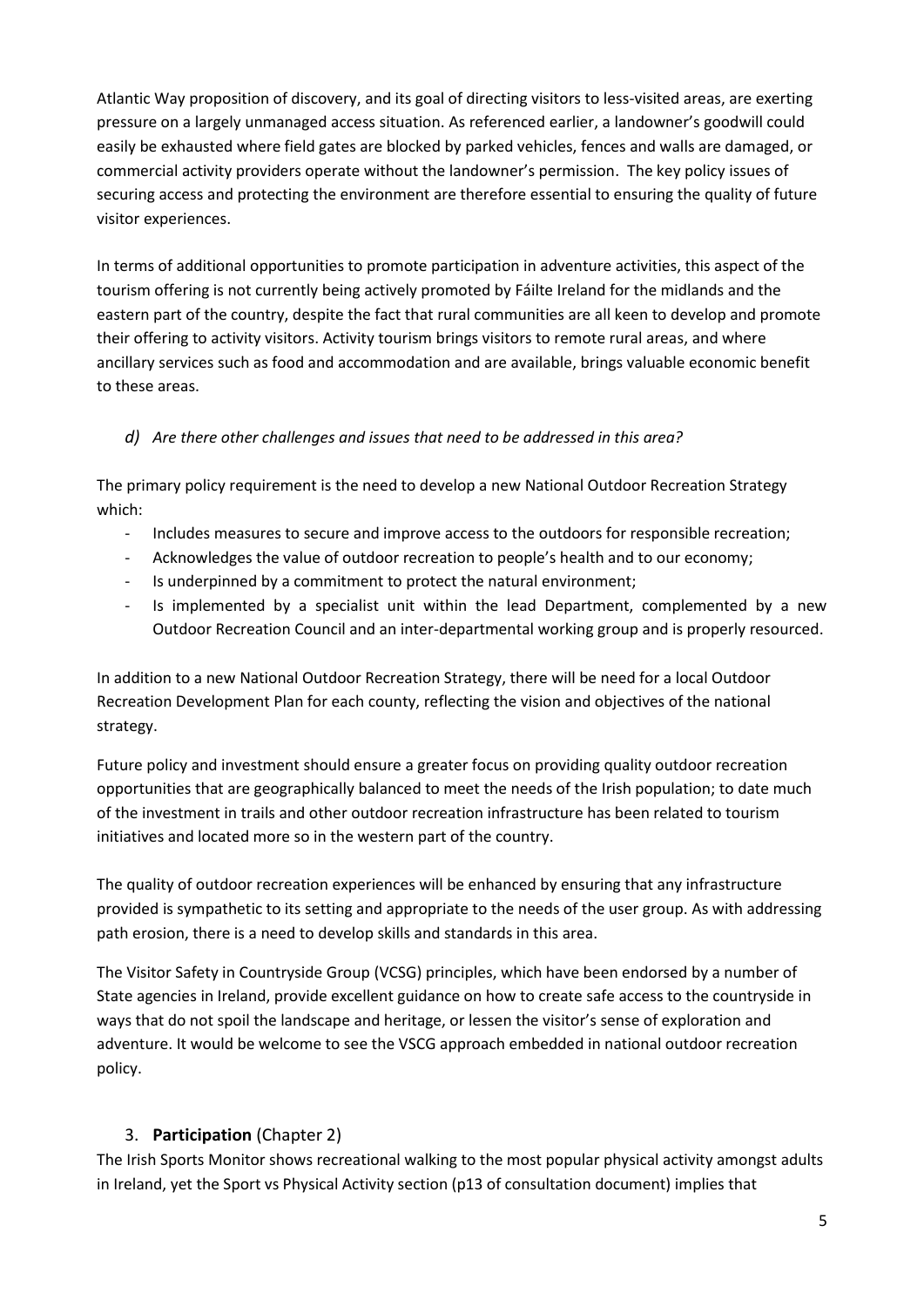Atlantic Way proposition of discovery, and its goal of directing visitors to less-visited areas, are exerting pressure on a largely unmanaged access situation. As referenced earlier, a landowner's goodwill could easily be exhausted where field gates are blocked by parked vehicles, fences and walls are damaged, or commercial activity providers operate without the landowner's permission. The key policy issues of securing access and protecting the environment are therefore essential to ensuring the quality of future visitor experiences.

In terms of additional opportunities to promote participation in adventure activities, this aspect of the tourism offering is not currently being actively promoted by Fáilte Ireland for the midlands and the eastern part of the country, despite the fact that rural communities are all keen to develop and promote their offering to activity visitors. Activity tourism brings visitors to remote rural areas, and where ancillary services such as food and accommodation and are available, brings valuable economic benefit to these areas.

*d) Are there other challenges and issues that need to be addressed in this area?*

The primary policy requirement is the need to develop a new National Outdoor Recreation Strategy which:

- Includes measures to secure and improve access to the outdoors for responsible recreation;
- Acknowledges the value of outdoor recreation to people's health and to our economy;
- Is underpinned by a commitment to protect the natural environment;
- Is implemented by a specialist unit within the lead Department, complemented by a new Outdoor Recreation Council and an inter-departmental working group and is properly resourced.

In addition to a new National Outdoor Recreation Strategy, there will be need for a local Outdoor Recreation Development Plan for each county, reflecting the vision and objectives of the national strategy.

Future policy and investment should ensure a greater focus on providing quality outdoor recreation opportunities that are geographically balanced to meet the needs of the Irish population; to date much of the investment in trails and other outdoor recreation infrastructure has been related to tourism initiatives and located more so in the western part of the country.

The quality of outdoor recreation experiences will be enhanced by ensuring that any infrastructure provided is sympathetic to its setting and appropriate to the needs of the user group. As with addressing path erosion, there is a need to develop skills and standards in this area.

The Visitor Safety in Countryside Group (VCSG) principles, which have been endorsed by a number of State agencies in Ireland, provide excellent guidance on how to create safe access to the countryside in ways that do not spoil the landscape and heritage, or lessen the visitor's sense of exploration and adventure. It would be welcome to see the VSCG approach embedded in national outdoor recreation policy.

## 3. **Participation** (Chapter 2)

The Irish Sports Monitor shows recreational walking to the most popular physical activity amongst adults in Ireland, yet the Sport vs Physical Activity section (p13 of consultation document) implies that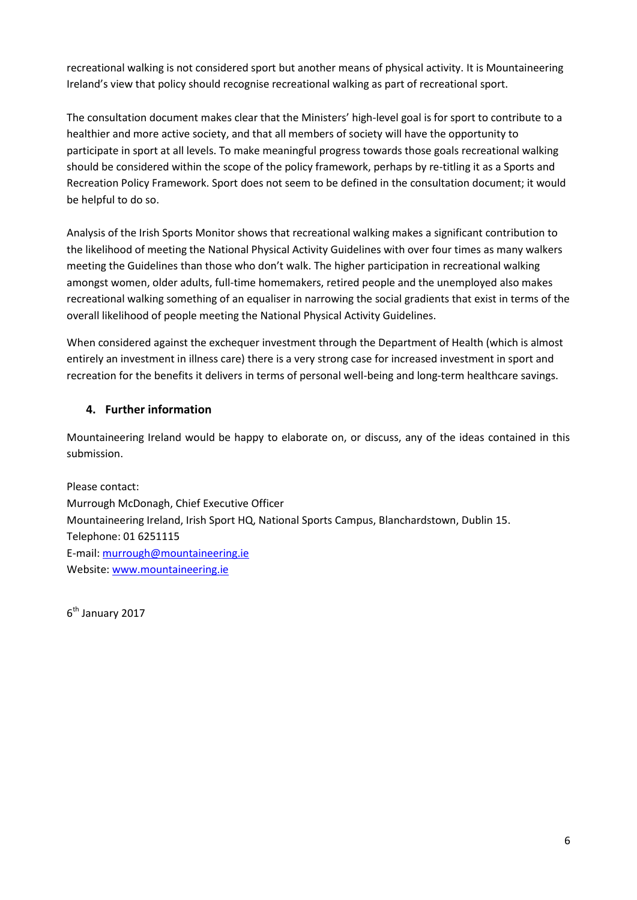recreational walking is not considered sport but another means of physical activity. It is Mountaineering Ireland's view that policy should recognise recreational walking as part of recreational sport.

The consultation document makes clear that the Ministers' high-level goal is for sport to contribute to a healthier and more active society, and that all members of society will have the opportunity to participate in sport at all levels. To make meaningful progress towards those goals recreational walking should be considered within the scope of the policy framework, perhaps by re-titling it as a Sports and Recreation Policy Framework. Sport does not seem to be defined in the consultation document; it would be helpful to do so.

Analysis of the Irish Sports Monitor shows that recreational walking makes a significant contribution to the likelihood of meeting the National Physical Activity Guidelines with over four times as many walkers meeting the Guidelines than those who don't walk. The higher participation in recreational walking amongst women, older adults, full-time homemakers, retired people and the unemployed also makes recreational walking something of an equaliser in narrowing the social gradients that exist in terms of the overall likelihood of people meeting the National Physical Activity Guidelines.

When considered against the exchequer investment through the Department of Health (which is almost entirely an investment in illness care) there is a very strong case for increased investment in sport and recreation for the benefits it delivers in terms of personal well-being and long-term healthcare savings.

## 4. Further information

Mountaineering Ireland would be happy to elaborate on, or discuss, any of the ideas contained in this submission.

Please contact:  
Murrough McDonagh, Chief Executive Officer  
Mountaineering Ireland, Irish Sport HQ, National Sports Campus, Blanchardstown, Dublin 15.  
Telephone: 01 6251115  
E-mail: murrough@mountaineering.ie  
Website: www.mountaineering.ie

6th January 2017